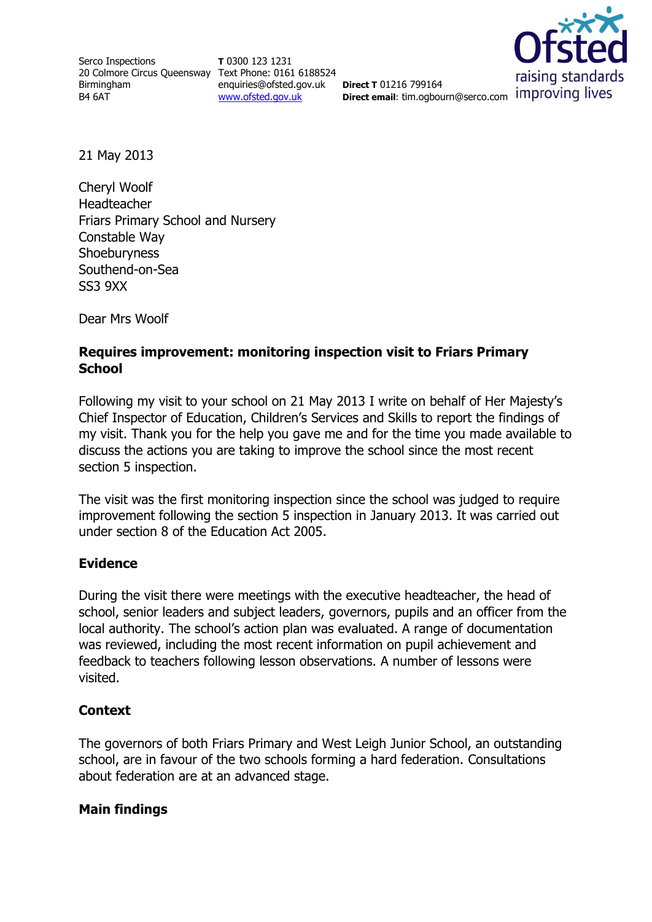Serco Inspections
20 Colmore Circus Queensway
Birmingham
B4 6AT

**T** 0300 123 1231
Text Phone: 0161 6188524
enquiries@ofsted.gov.uk
www.ofsted.gov.uk

**Direct T** 01216 799164
**Direct email**: tim.ogbourn@serco.com

21 May 2013

Cheryl Woolf
Headteacher
Friars Primary School and Nursery
Constable Way
Shoeburyness
Southend-on-Sea
SS3 9XX

Dear Mrs Woolf

## Requires improvement: monitoring inspection visit to Friars Primary School

Following my visit to your school on 21 May 2013 I write on behalf of Her Majesty's Chief Inspector of Education, Children's Services and Skills to report the findings of my visit. Thank you for the help you gave me and for the time you made available to discuss the actions you are taking to improve the school since the most recent section 5 inspection.

The visit was the first monitoring inspection since the school was judged to require improvement following the section 5 inspection in January 2013. It was carried out under section 8 of the Education Act 2005.

## Evidence

During the visit there were meetings with the executive headteacher, the head of school, senior leaders and subject leaders, governors, pupils and an officer from the local authority. The school's action plan was evaluated. A range of documentation was reviewed, including the most recent information on pupil achievement and feedback to teachers following lesson observations. A number of lessons were visited.

## Context

The governors of both Friars Primary and West Leigh Junior School, an outstanding school, are in favour of the two schools forming a hard federation. Consultations about federation are at an advanced stage.

## Main findings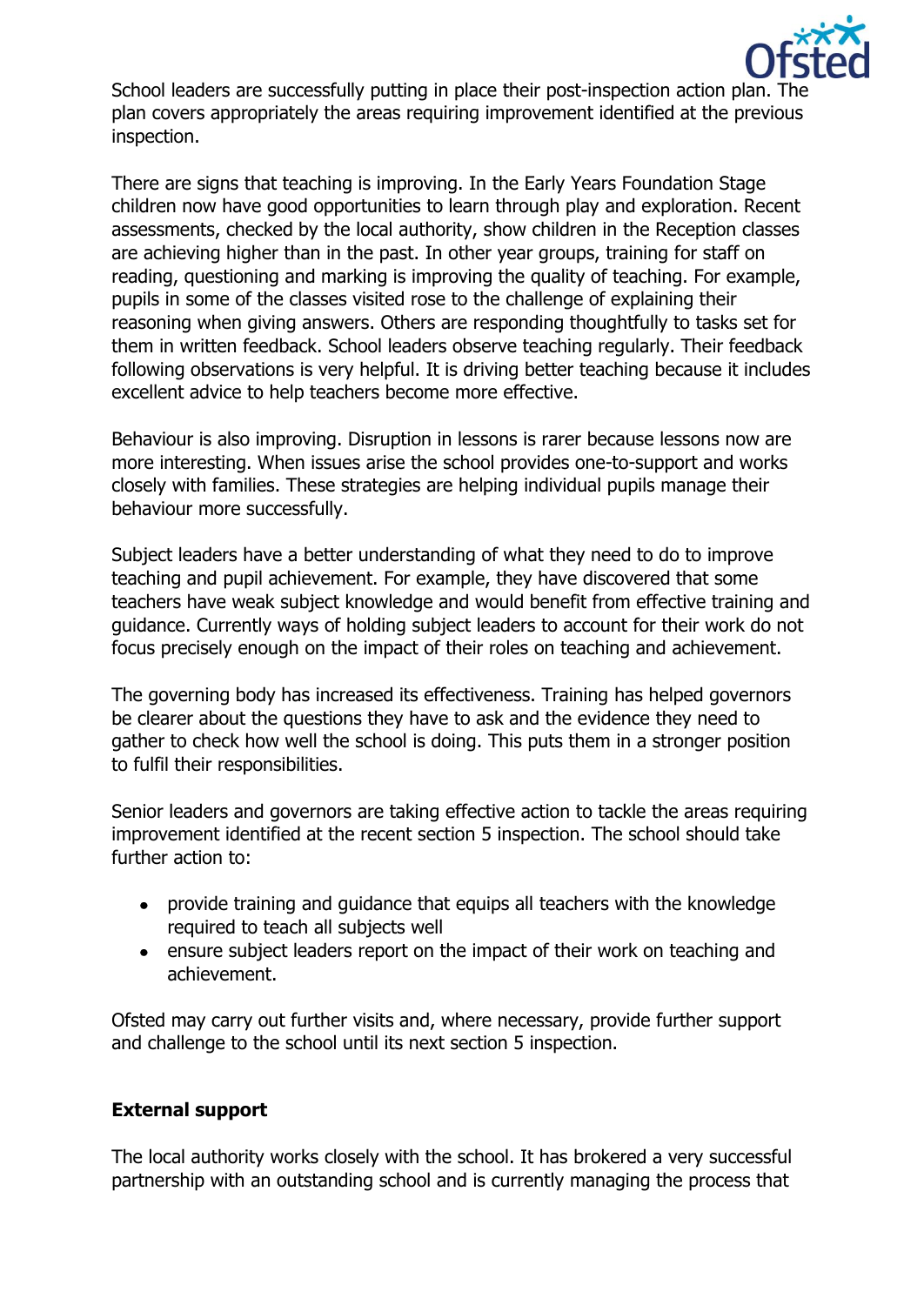School leaders are successfully putting in place their post-inspection action plan. The plan covers appropriately the areas requiring improvement identified at the previous inspection.

There are signs that teaching is improving. In the Early Years Foundation Stage children now have good opportunities to learn through play and exploration. Recent assessments, checked by the local authority, show children in the Reception classes are achieving higher than in the past. In other year groups, training for staff on reading, questioning and marking is improving the quality of teaching. For example, pupils in some of the classes visited rose to the challenge of explaining their reasoning when giving answers. Others are responding thoughtfully to tasks set for them in written feedback. School leaders observe teaching regularly. Their feedback following observations is very helpful. It is driving better teaching because it includes excellent advice to help teachers become more effective.

Behaviour is also improving. Disruption in lessons is rarer because lessons now are more interesting. When issues arise the school provides one-to-support and works closely with families. These strategies are helping individual pupils manage their behaviour more successfully.

Subject leaders have a better understanding of what they need to do to improve teaching and pupil achievement. For example, they have discovered that some teachers have weak subject knowledge and would benefit from effective training and guidance. Currently ways of holding subject leaders to account for their work do not focus precisely enough on the impact of their roles on teaching and achievement.

The governing body has increased its effectiveness. Training has helped governors be clearer about the questions they have to ask and the evidence they need to gather to check how well the school is doing. This puts them in a stronger position to fulfil their responsibilities.

Senior leaders and governors are taking effective action to tackle the areas requiring improvement identified at the recent section 5 inspection. The school should take further action to:

- provide training and guidance that equips all teachers with the knowledge required to teach all subjects well
- ensure subject leaders report on the impact of their work on teaching and achievement.

Ofsted may carry out further visits and, where necessary, provide further support and challenge to the school until its next section 5 inspection.

**External support**

The local authority works closely with the school. It has brokered a very successful partnership with an outstanding school and is currently managing the process that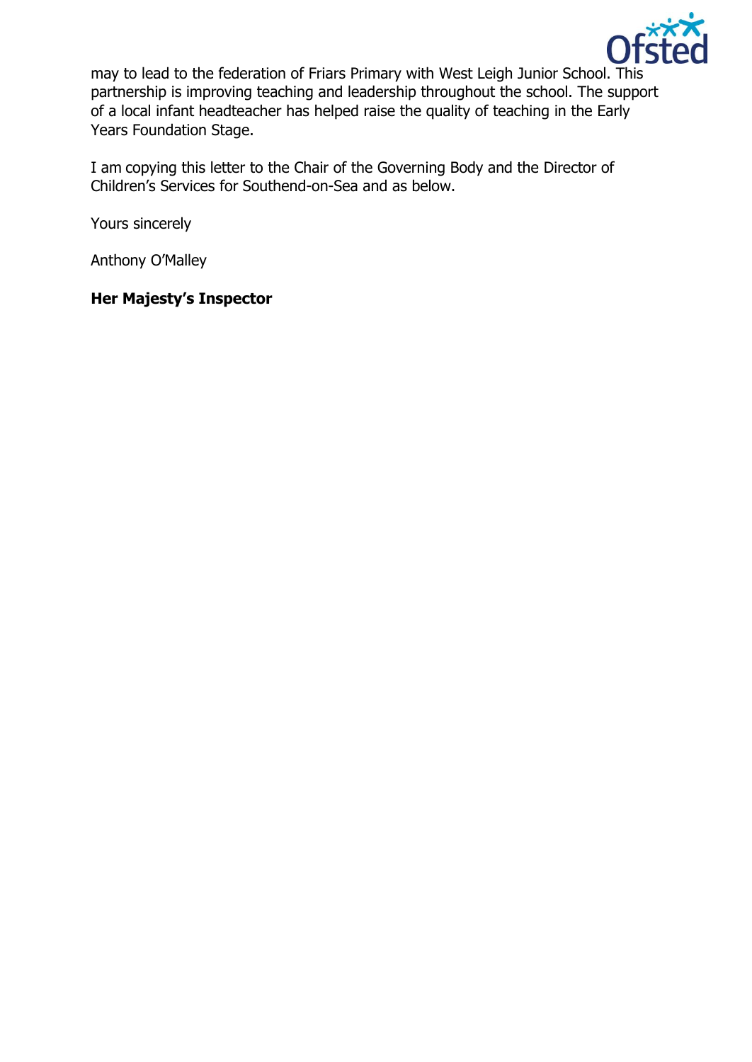may to lead to the federation of Friars Primary with West Leigh Junior School. This partnership is improving teaching and leadership throughout the school. The support of a local infant headteacher has helped raise the quality of teaching in the Early Years Foundation Stage.

I am copying this letter to the Chair of the Governing Body and the Director of Children's Services for Southend-on-Sea and as below.

Yours sincerely

Anthony O'Malley

**Her Majesty's Inspector**